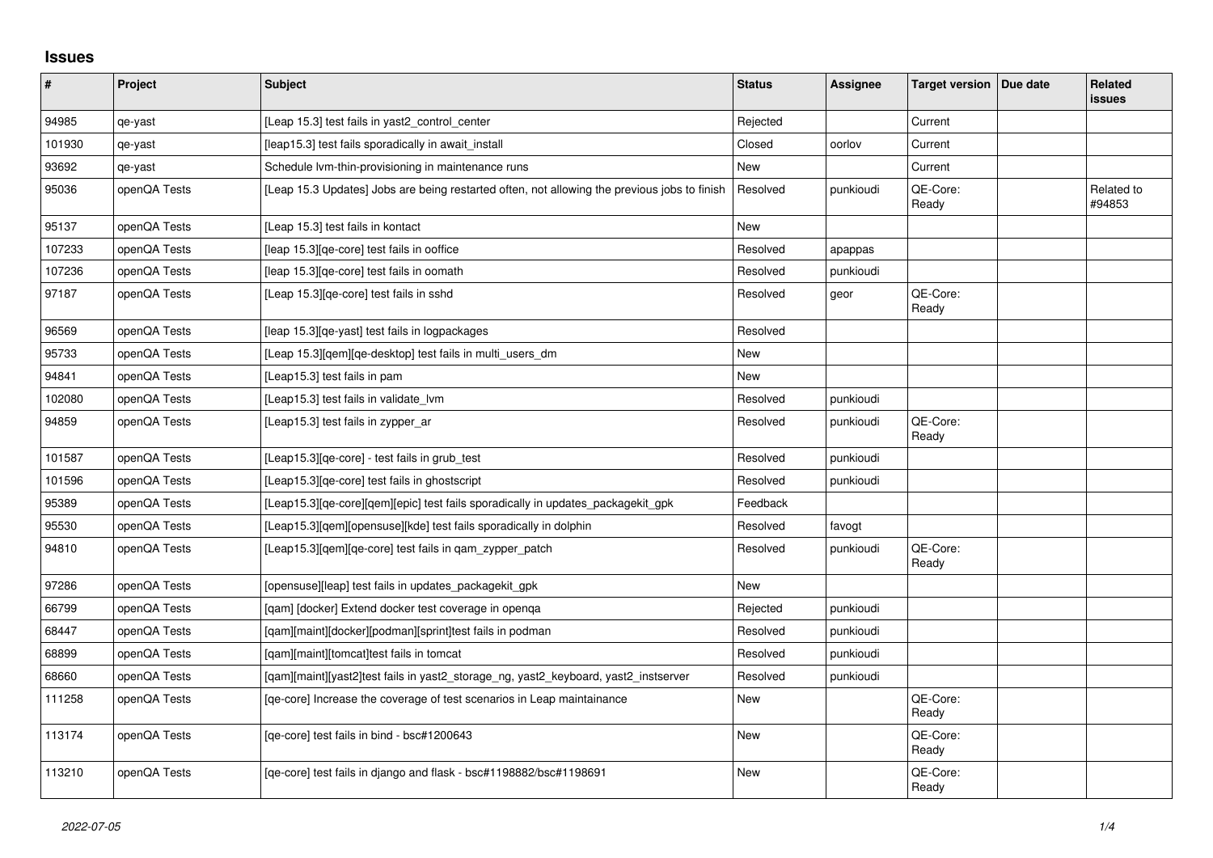# Issues

| # | Project | Subject | Status | Assignee | Target version | Due date | Related issues |
|---|---|---|---|---|---|---|---|
| 94985 | qe-yast | [Leap 15.3] test fails in yast2_control_center | Rejected | | Current | | |
| 101930 | qe-yast | [leap15.3] test fails sporadically in await_install | Closed | oorlov | Current | | |
| 93692 | qe-yast | Schedule lvm-thin-provisioning in maintenance runs | New | | Current | | |
| 95036 | openQA Tests | [Leap 15.3 Updates] Jobs are being restarted often, not allowing the previous jobs to finish | Resolved | punkioudi | QE-Core: Ready | | Related to #94853 |
| 95137 | openQA Tests | [Leap 15.3] test fails in kontact | New | | | | |
| 107233 | openQA Tests | [leap 15.3][qe-core] test fails in ooffice | Resolved | apappas | | | |
| 107236 | openQA Tests | [leap 15.3][qe-core] test fails in oomath | Resolved | punkioudi | | | |
| 97187 | openQA Tests | [Leap 15.3][qe-core] test fails in sshd | Resolved | geor | QE-Core: Ready | | |
| 96569 | openQA Tests | [leap 15.3][qe-yast] test fails in logpackages | Resolved | | | | |
| 95733 | openQA Tests | [Leap 15.3][qem][qe-desktop] test fails in multi_users_dm | New | | | | |
| 94841 | openQA Tests | [Leap15.3] test fails in pam | New | | | | |
| 102080 | openQA Tests | [Leap15.3] test fails in validate_lvm | Resolved | punkioudi | | | |
| 94859 | openQA Tests | [Leap15.3] test fails in zypper_ar | Resolved | punkioudi | QE-Core: Ready | | |
| 101587 | openQA Tests | [Leap15.3][qe-core] - test fails in grub_test | Resolved | punkioudi | | | |
| 101596 | openQA Tests | [Leap15.3][qe-core] test fails in ghostscript | Resolved | punkioudi | | | |
| 95389 | openQA Tests | [Leap15.3][qe-core][qem][epic] test fails sporadically in updates_packagekit_gpk | Feedback | | | | |
| 95530 | openQA Tests | [Leap15.3][qem][opensuse][kde] test fails sporadically in dolphin | Resolved | favogt | | | |
| 94810 | openQA Tests | [Leap15.3][qem][qe-core] test fails in qam_zypper_patch | Resolved | punkioudi | QE-Core: Ready | | |
| 97286 | openQA Tests | [opensuse][leap] test fails in updates_packagekit_gpk | New | | | | |
| 66799 | openQA Tests | [qam] [docker] Extend docker test coverage in openqa | Rejected | punkioudi | | | |
| 68447 | openQA Tests | [qam][maint][docker][podman][sprint]test fails in podman | Resolved | punkioudi | | | |
| 68899 | openQA Tests | [qam][maint][tomcat]test fails in tomcat | Resolved | punkioudi | | | |
| 68660 | openQA Tests | [qam][maint][yast2]test fails in yast2_storage_ng, yast2_keyboard, yast2_instserver | Resolved | punkioudi | | | |
| 111258 | openQA Tests | [qe-core] Increase the coverage of test scenarios in Leap maintainance | New | | QE-Core: Ready | | |
| 113174 | openQA Tests | [qe-core] test fails in bind - bsc#1200643 | New | | QE-Core: Ready | | |
| 113210 | openQA Tests | [qe-core] test fails in django and flask - bsc#1198882/bsc#1198691 | New | | QE-Core: Ready | | |

*2022-07-05*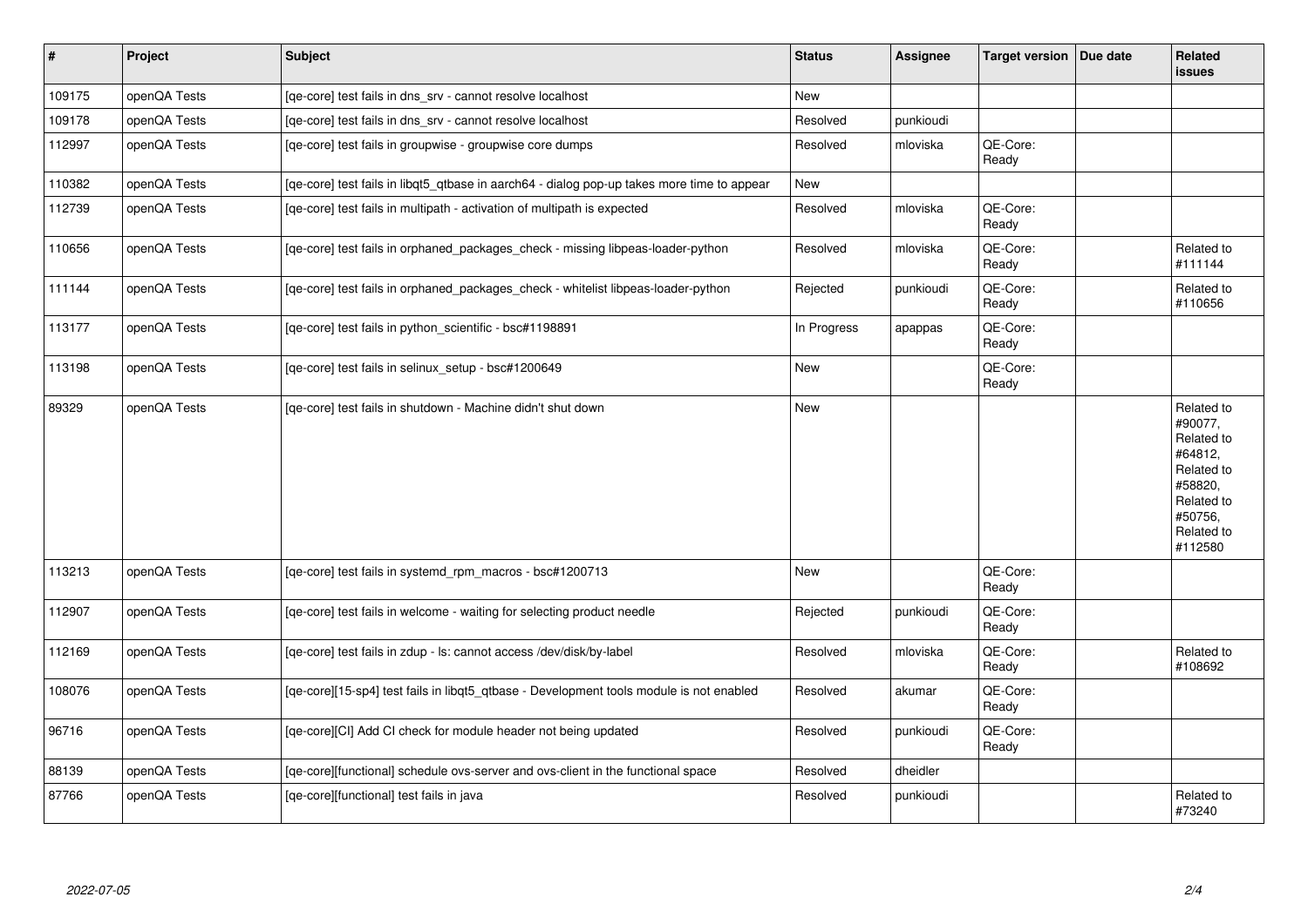| # | Project | Subject | Status | Assignee | Target version | Due date | Related issues |
|---|---|---|---|---|---|---|---|
| 109175 | openQA Tests | [qe-core] test fails in dns_srv - cannot resolve localhost | New | | | | |
| 109178 | openQA Tests | [qe-core] test fails in dns_srv - cannot resolve localhost | Resolved | punkioudi | | | |
| 112997 | openQA Tests | [qe-core] test fails in groupwise - groupwise core dumps | Resolved | mloviska | QE-Core: Ready | | |
| 110382 | openQA Tests | [qe-core] test fails in libqt5_qtbase in aarch64 - dialog pop-up takes more time to appear | New | | | | |
| 112739 | openQA Tests | [qe-core] test fails in multipath - activation of multipath is expected | Resolved | mloviska | QE-Core: Ready | | |
| 110656 | openQA Tests | [qe-core] test fails in orphaned_packages_check - missing libpeas-loader-python | Resolved | mloviska | QE-Core: Ready | | Related to #111144 |
| 111144 | openQA Tests | [qe-core] test fails in orphaned_packages_check - whitelist libpeas-loader-python | Rejected | punkioudi | QE-Core: Ready | | Related to #110656 |
| 113177 | openQA Tests | [qe-core] test fails in python_scientific - bsc#1198891 | In Progress | apappas | QE-Core: Ready | | |
| 113198 | openQA Tests | [qe-core] test fails in selinux_setup - bsc#1200649 | New | | QE-Core: Ready | | |
| 89329 | openQA Tests | [qe-core] test fails in shutdown - Machine didn't shut down | New | | | | Related to #90077, Related to #64812, Related to #58820, Related to #50756, Related to #112580 |
| 113213 | openQA Tests | [qe-core] test fails in systemd_rpm_macros - bsc#1200713 | New | | QE-Core: Ready | | |
| 112907 | openQA Tests | [qe-core] test fails in welcome - waiting for selecting product needle | Rejected | punkioudi | QE-Core: Ready | | |
| 112169 | openQA Tests | [qe-core] test fails in zdup - ls: cannot access /dev/disk/by-label | Resolved | mloviska | QE-Core: Ready | | Related to #108692 |
| 108076 | openQA Tests | [qe-core][15-sp4] test fails in libqt5_qtbase - Development tools module is not enabled | Resolved | akumar | QE-Core: Ready | | |
| 96716 | openQA Tests | [qe-core][CI] Add CI check for module header not being updated | Resolved | punkioudi | QE-Core: Ready | | |
| 88139 | openQA Tests | [qe-core][functional] schedule ovs-server and ovs-client in the functional space | Resolved | dheidler | | | |
| 87766 | openQA Tests | [qe-core][functional] test fails in java | Resolved | punkioudi | | | Related to #73240 |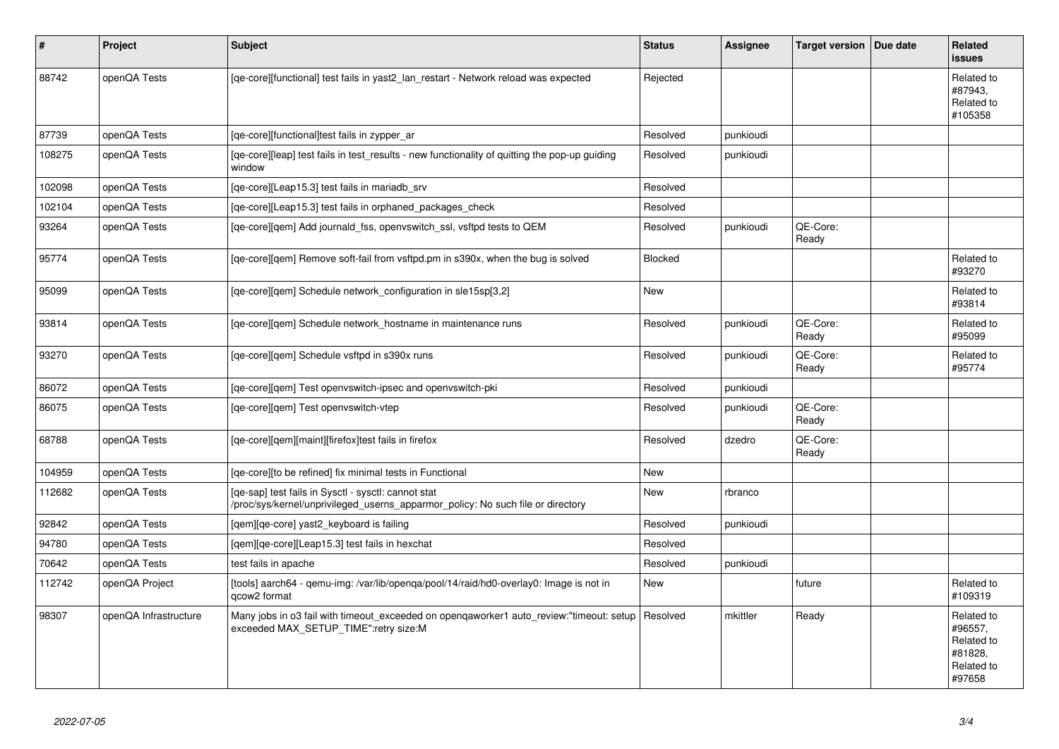| # | Project | Subject | Status | Assignee | Target version | Due date | Related issues |
|---|---|---|---|---|---|---|---|
| 88742 | openQA Tests | [qe-core][functional] test fails in yast2_lan_restart - Network reload was expected | Rejected | | | | Related to #87943, Related to #105358 |
| 87739 | openQA Tests | [qe-core][functional]test fails in zypper_ar | Resolved | punkioudi | | | |
| 108275 | openQA Tests | [qe-core][leap] test fails in test_results - new functionality of quitting the pop-up guiding window | Resolved | punkioudi | | | |
| 102098 | openQA Tests | [qe-core][Leap15.3] test fails in mariadb_srv | Resolved | | | | |
| 102104 | openQA Tests | [qe-core][Leap15.3] test fails in orphaned_packages_check | Resolved | | | | |
| 93264 | openQA Tests | [qe-core][qem] Add journald_fss, openvswitch_ssl, vsftpd tests to QEM | Resolved | punkioudi | QE-Core: Ready | | |
| 95774 | openQA Tests | [qe-core][qem] Remove soft-fail from vsftpd.pm in s390x, when the bug is solved | Blocked | | | | Related to #93270 |
| 95099 | openQA Tests | [qe-core][qem] Schedule network_configuration in sle15sp[3,2] | New | | | | Related to #93814 |
| 93814 | openQA Tests | [qe-core][qem] Schedule network_hostname in maintenance runs | Resolved | punkioudi | QE-Core: Ready | | Related to #95099 |
| 93270 | openQA Tests | [qe-core][qem] Schedule vsftpd in s390x runs | Resolved | punkioudi | QE-Core: Ready | | Related to #95774 |
| 86072 | openQA Tests | [qe-core][qem] Test openvswitch-ipsec and openvswitch-pki | Resolved | punkioudi | | | |
| 86075 | openQA Tests | [qe-core][qem] Test openvswitch-vtep | Resolved | punkioudi | QE-Core: Ready | | |
| 68788 | openQA Tests | [qe-core][qem][maint][firefox]test fails in firefox | Resolved | dzedro | QE-Core: Ready | | |
| 104959 | openQA Tests | [qe-core][to be refined] fix minimal tests in Functional | New | | | | |
| 112682 | openQA Tests | [qe-sap] test fails in Sysctl - sysctl: cannot stat /proc/sys/kernel/unprivileged_userns_apparmor_policy: No such file or directory | New | rbranco | | | |
| 92842 | openQA Tests | [qem][qe-core] yast2_keyboard is failing | Resolved | punkioudi | | | |
| 94780 | openQA Tests | [qem][qe-core][Leap15.3] test fails in hexchat | Resolved | | | | |
| 70642 | openQA Tests | test fails in apache | Resolved | punkioudi | | | |
| 112742 | openQA Project | [tools] aarch64 - qemu-img: /var/lib/openqa/pool/14/raid/hd0-overlay0: Image is not in qcow2 format | New | | future | | Related to #109319 |
| 98307 | openQA Infrastructure | Many jobs in o3 fail with timeout_exceeded on openqaworker1 auto_review:"timeout: setup exceeded MAX_SETUP_TIME":retry size:M | Resolved | mkittler | Ready | | Related to #96557, Related to #81828, Related to #97658 |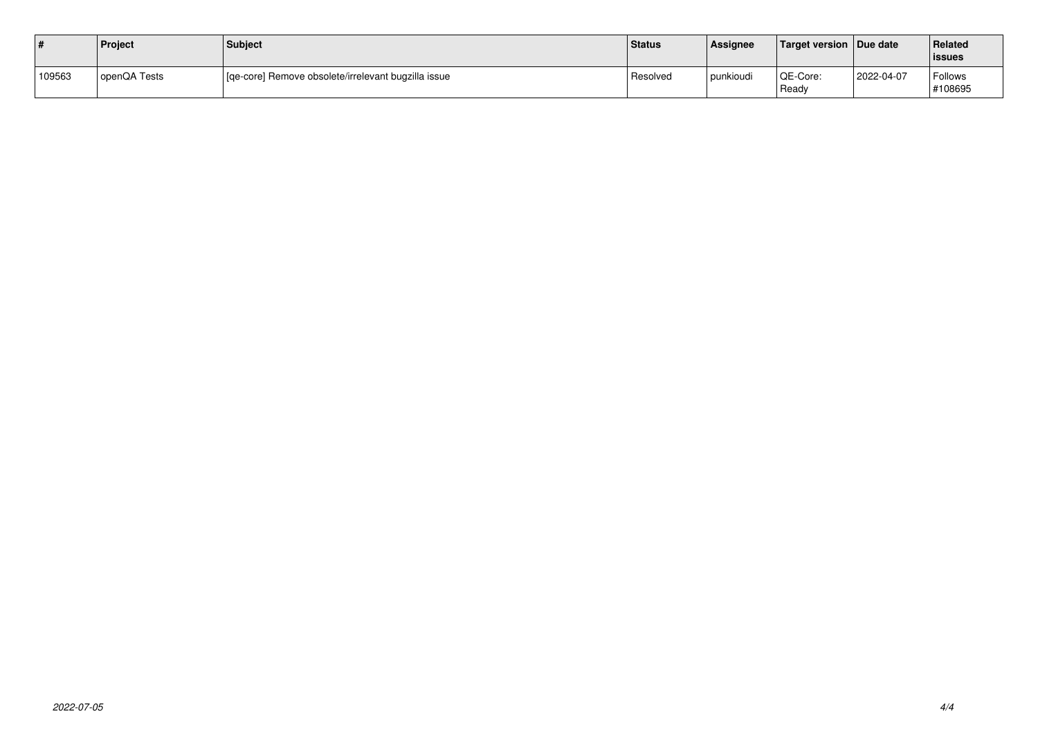| # | Project | Subject | Status | Assignee | Target version | Due date | Related issues |
|---|---|---|---|---|---|---|---|
| 109563 | openQA Tests | [qe-core] Remove obsolete/irrelevant bugzilla issue | Resolved | punkioudi | QE-Core: Ready | 2022-04-07 | Follows #108695 |